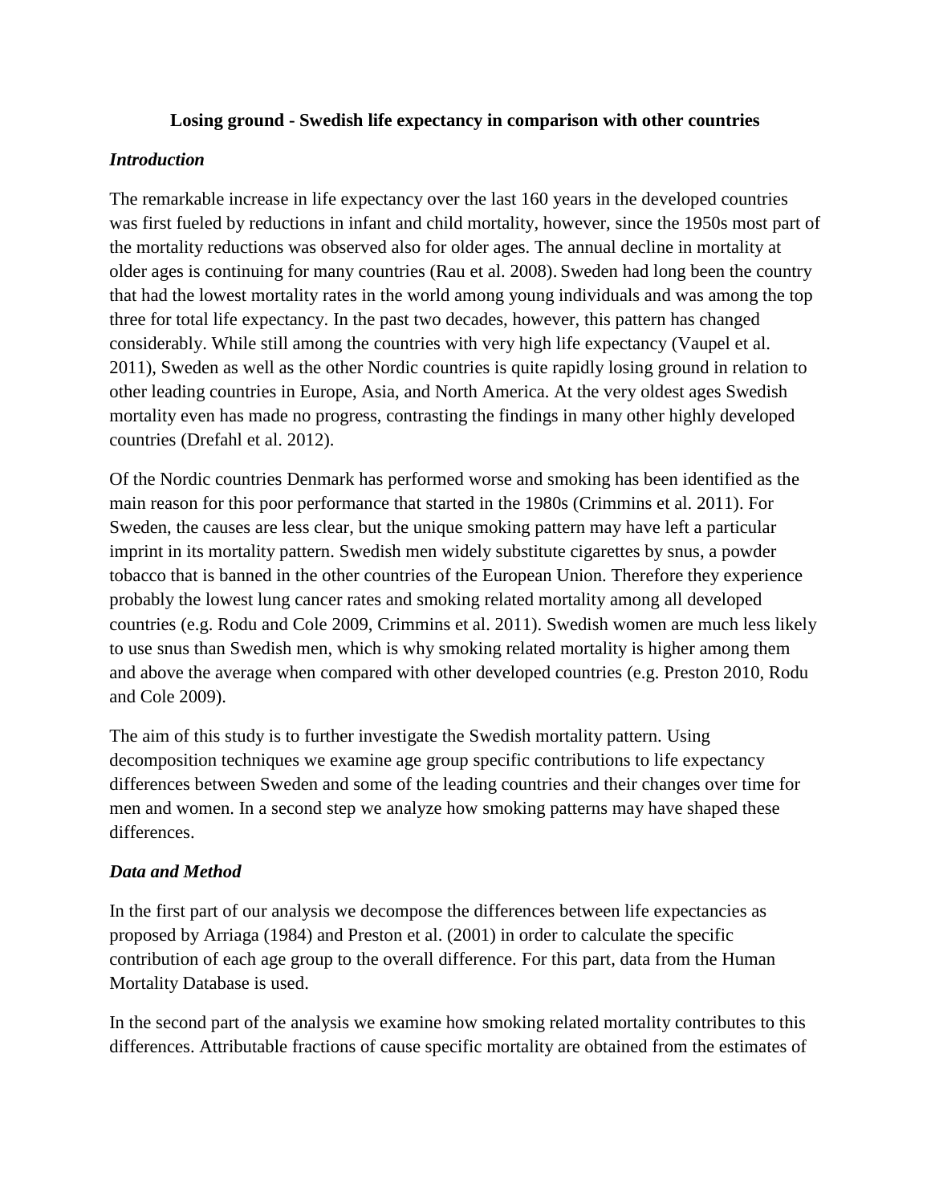# Losing ground - Swedish life expectancy in comparison with other countries

## *Introduction*

The remarkable increase in life expectancy over the last 160 years in the developed countries was first fueled by reductions in infant and child mortality, however, since the 1950s most part of the mortality reductions was observed also for older ages. The annual decline in mortality at older ages is continuing for many countries (Rau et al. 2008). Sweden had long been the country that had the lowest mortality rates in the world among young individuals and was among the top three for total life expectancy. In the past two decades, however, this pattern has changed considerably. While still among the countries with very high life expectancy (Vaupel et al. 2011), Sweden as well as the other Nordic countries is quite rapidly losing ground in relation to other leading countries in Europe, Asia, and North America. At the very oldest ages Swedish mortality even has made no progress, contrasting the findings in many other highly developed countries (Drefahl et al. 2012).

Of the Nordic countries Denmark has performed worse and smoking has been identified as the main reason for this poor performance that started in the 1980s (Crimmins et al. 2011). For Sweden, the causes are less clear, but the unique smoking pattern may have left a particular imprint in its mortality pattern. Swedish men widely substitute cigarettes by snus, a powder tobacco that is banned in the other countries of the European Union. Therefore they experience probably the lowest lung cancer rates and smoking related mortality among all developed countries (e.g. Rodu and Cole 2009, Crimmins et al. 2011). Swedish women are much less likely to use snus than Swedish men, which is why smoking related mortality is higher among them and above the average when compared with other developed countries (e.g. Preston 2010, Rodu and Cole 2009).

The aim of this study is to further investigate the Swedish mortality pattern. Using decomposition techniques we examine age group specific contributions to life expectancy differences between Sweden and some of the leading countries and their changes over time for men and women. In a second step we analyze how smoking patterns may have shaped these differences.

## *Data and Method*

In the first part of our analysis we decompose the differences between life expectancies as proposed by Arriaga (1984) and Preston et al. (2001) in order to calculate the specific contribution of each age group to the overall difference. For this part, data from the Human Mortality Database is used.

In the second part of the analysis we examine how smoking related mortality contributes to this differences. Attributable fractions of cause specific mortality are obtained from the estimates of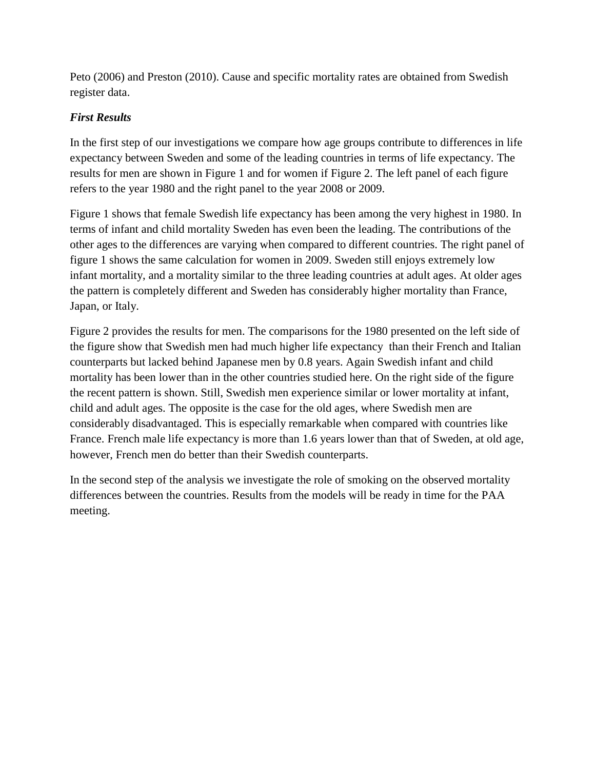Peto (2006) and Preston (2010). Cause and specific mortality rates are obtained from Swedish register data.

### *First Results*

In the first step of our investigations we compare how age groups contribute to differences in life expectancy between Sweden and some of the leading countries in terms of life expectancy. The results for men are shown in Figure 1 and for women if Figure 2. The left panel of each figure refers to the year 1980 and the right panel to the year 2008 or 2009.

Figure 1 shows that female Swedish life expectancy has been among the very highest in 1980. In terms of infant and child mortality Sweden has even been the leading. The contributions of the other ages to the differences are varying when compared to different countries. The right panel of figure 1 shows the same calculation for women in 2009. Sweden still enjoys extremely low infant mortality, and a mortality similar to the three leading countries at adult ages. At older ages the pattern is completely different and Sweden has considerably higher mortality than France, Japan, or Italy.

Figure 2 provides the results for men. The comparisons for the 1980 presented on the left side of the figure show that Swedish men had much higher life expectancy than their French and Italian counterparts but lacked behind Japanese men by 0.8 years. Again Swedish infant and child mortality has been lower than in the other countries studied here. On the right side of the figure the recent pattern is shown. Still, Swedish men experience similar or lower mortality at infant, child and adult ages. The opposite is the case for the old ages, where Swedish men are considerably disadvantaged. This is especially remarkable when compared with countries like France. French male life expectancy is more than 1.6 years lower than that of Sweden, at old age, however, French men do better than their Swedish counterparts.

In the second step of the analysis we investigate the role of smoking on the observed mortality differences between the countries. Results from the models will be ready in time for the PAA meeting.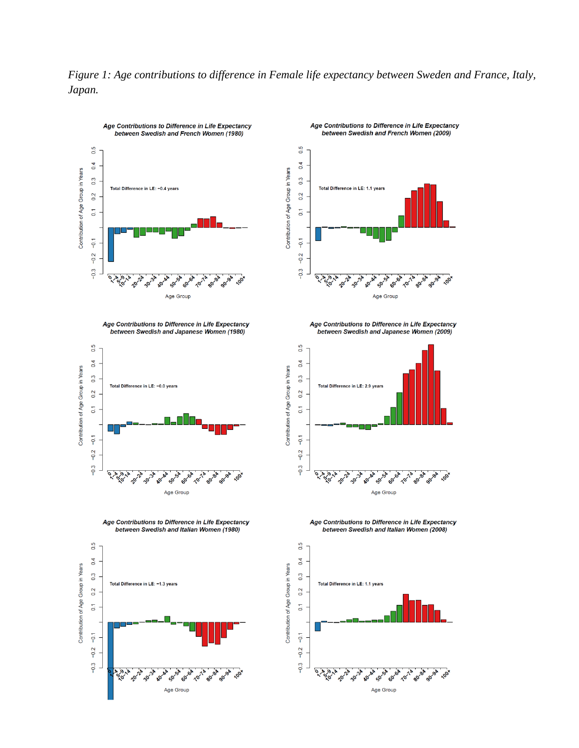*Figure 1: Age contributions to difference in Female life expectancy between Sweden and France, Italy, Japan.*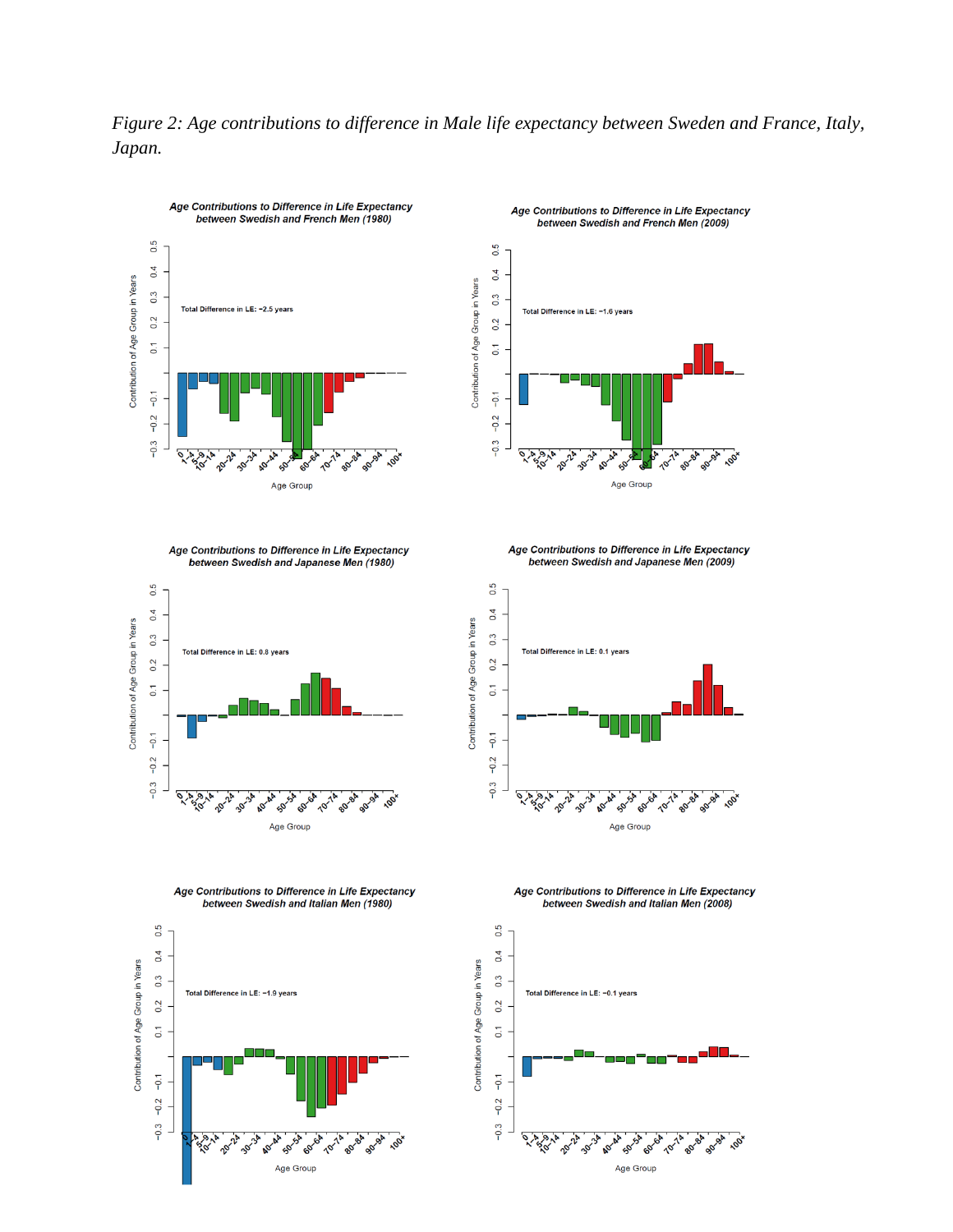*Figure 2: Age contributions to difference in Male life expectancy between Sweden and France, Italy, Japan.*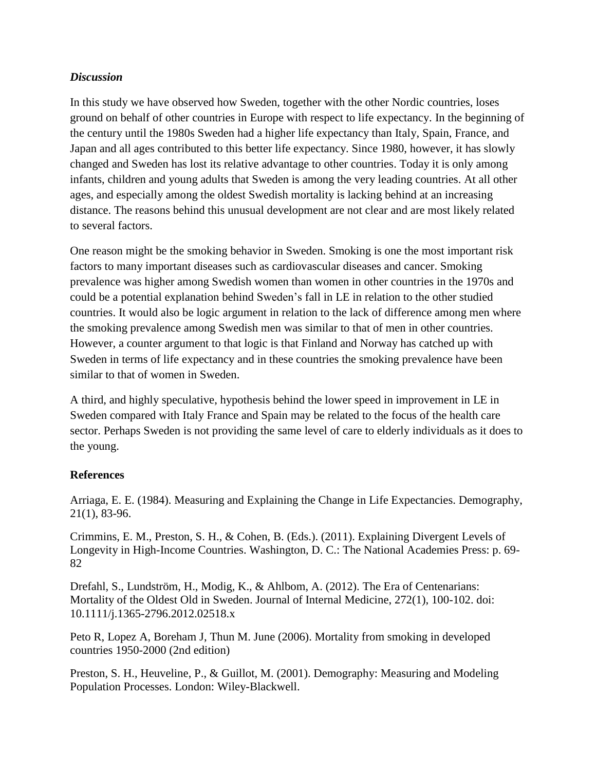### *Discussion*

In this study we have observed how Sweden, together with the other Nordic countries, loses ground on behalf of other countries in Europe with respect to life expectancy. In the beginning of the century until the 1980s Sweden had a higher life expectancy than Italy, Spain, France, and Japan and all ages contributed to this better life expectancy. Since 1980, however, it has slowly changed and Sweden has lost its relative advantage to other countries. Today it is only among infants, children and young adults that Sweden is among the very leading countries. At all other ages, and especially among the oldest Swedish mortality is lacking behind at an increasing distance. The reasons behind this unusual development are not clear and are most likely related to several factors.

One reason might be the smoking behavior in Sweden. Smoking is one the most important risk factors to many important diseases such as cardiovascular diseases and cancer. Smoking prevalence was higher among Swedish women than women in other countries in the 1970s and could be a potential explanation behind Sweden's fall in LE in relation to the other studied countries. It would also be logic argument in relation to the lack of difference among men where the smoking prevalence among Swedish men was similar to that of men in other countries. However, a counter argument to that logic is that Finland and Norway has catched up with Sweden in terms of life expectancy and in these countries the smoking prevalence have been similar to that of women in Sweden.

A third, and highly speculative, hypothesis behind the lower speed in improvement in LE in Sweden compared with Italy France and Spain may be related to the focus of the health care sector. Perhaps Sweden is not providing the same level of care to elderly individuals as it does to the young.

### **References**

Arriaga, E. E. (1984). Measuring and Explaining the Change in Life Expectancies. Demography, 21(1), 83-96.

Crimmins, E. M., Preston, S. H., & Cohen, B. (Eds.). (2011). Explaining Divergent Levels of Longevity in High-Income Countries. Washington, D. C.: The National Academies Press: p. 69-82

Drefahl, S., Lundström, H., Modig, K., & Ahlbom, A. (2012). The Era of Centenarians: Mortality of the Oldest Old in Sweden. Journal of Internal Medicine, 272(1), 100-102. doi: 10.1111/j.1365-2796.2012.02518.x

Peto R, Lopez A, Boreham J, Thun M. June (2006). Mortality from smoking in developed countries 1950-2000 (2nd edition)

Preston, S. H., Heuveline, P., & Guillot, M. (2001). Demography: Measuring and Modeling Population Processes. London: Wiley-Blackwell.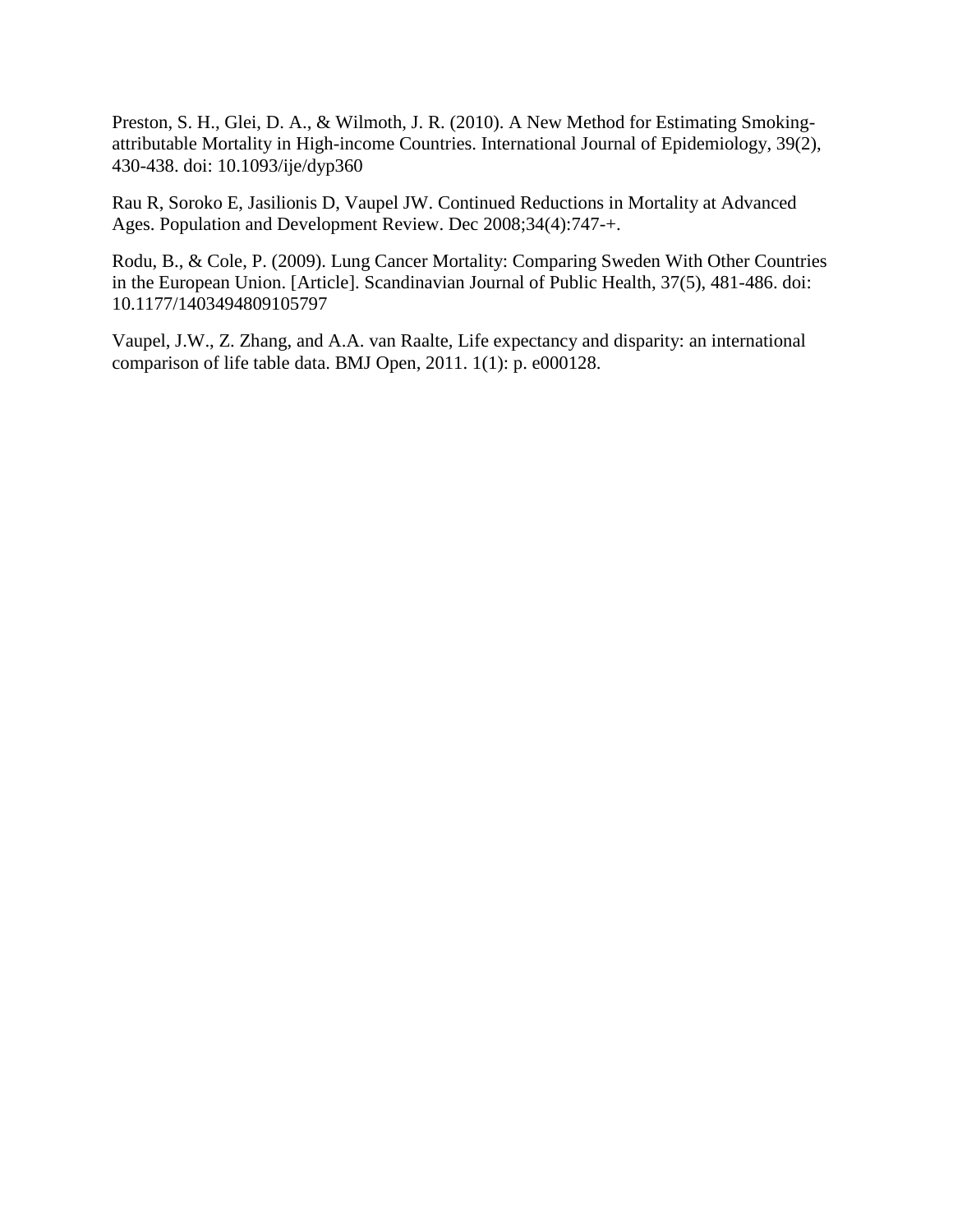Preston, S. H., Glei, D. A., & Wilmoth, J. R. (2010). A New Method for Estimating Smoking-attributable Mortality in High-income Countries. International Journal of Epidemiology, 39(2), 430-438. doi: 10.1093/ije/dyp360

Rau R, Soroko E, Jasilionis D, Vaupel JW. Continued Reductions in Mortality at Advanced Ages. Population and Development Review. Dec 2008;34(4):747-+.

Rodu, B., & Cole, P. (2009). Lung Cancer Mortality: Comparing Sweden With Other Countries in the European Union. [Article]. Scandinavian Journal of Public Health, 37(5), 481-486. doi: 10.1177/1403494809105797

Vaupel, J.W., Z. Zhang, and A.A. van Raalte, Life expectancy and disparity: an international comparison of life table data. BMJ Open, 2011. 1(1): p. e000128.